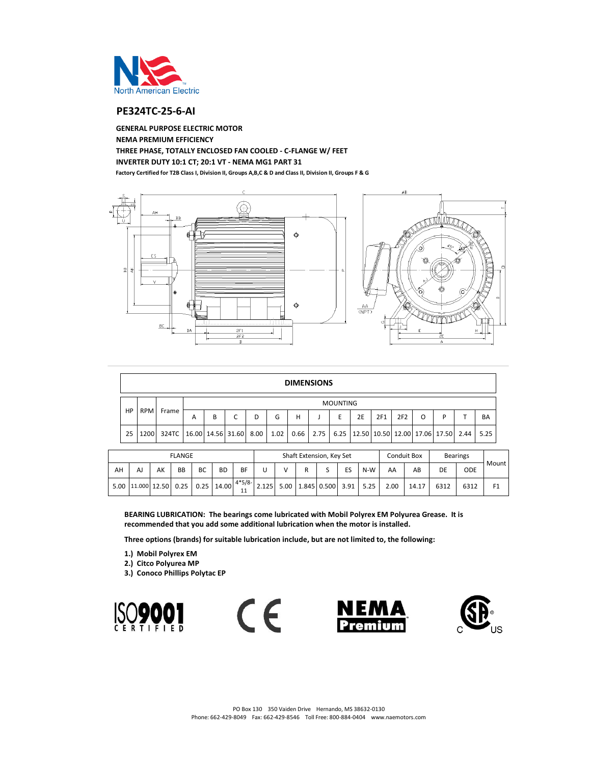# PE324TC-25-6-AI

**GENERAL PURPOSE ELECTRIC MOTOR**
**NEMA PREMIUM EFFICIENCY**
**THREE PHASE, TOTALLY ENCLOSED FAN COOLED - C-FLANGE W/ FEET**
**INVERTER DUTY 10:1 CT; 20:1 VT - NEMA MG1 PART 31**
**Factory Certified for T2B Class I, Division II, Groups A,B,C & D and Class II, Division II, Groups F & G**

## DIMENSIONS

| HP | RPM | Frame | MOUNTING | | | | | | | | | | | | | | |
|---|---|---|---|---|---|---|---|---|---|---|---|---|---|---|---|---|---|
| | | | A | B | C | D | G | H | J | E | 2E | 2F1 | 2F2 | O | P | T | BA |
| 25 | 1200 | 324TC | 16.00 | 14.56 | 31.60 | 8.00 | 1.02 | 0.66 | 2.75 | 6.25 | 12.50 | 10.50 | 12.00 | 17.06 | 17.50 | 2.44 | 5.25 |

| FLANGE | | | | | | | Shaft Extension, Key Set | | | | | | | Conduit Box | | Bearings | | Mount |
|---|---|---|---|---|---|---|---|---|---|---|---|---|---|---|---|---|---|---|
| AH | AJ | AK | BB | BC | BD | BF | U | V | R | S | ES | N-W | AA | AB | DE | ODE | |
| 5.00 | 11.000 | 12.50 | 0.25 | 0.25 | 14.00 | 4*5/8-11 | 2.125 | 5.00 | 1.845 | 0.500 | 3.91 | 5.25 | 2.00 | 14.17 | 6312 | 6312 | F1 |

**BEARING LUBRICATION: The bearings come lubricated with Mobil Polyrex EM Polyurea Grease. It is recommended that you add some additional lubrication when the motor is installed.**

**Three options (brands) for suitable lubrication include, but are not limited to, the following:**

**1.) Mobil Polyrex EM**
**2.) Citco Polyurea MP**
**3.) Conoco Phillips Polytac EP**

PO Box 130 350 Vaiden Drive Hernando, MS 38632-0130
Phone: 662-429-8049 Fax: 662-429-8546 Toll Free: 800-884-0404 www.naemotors.com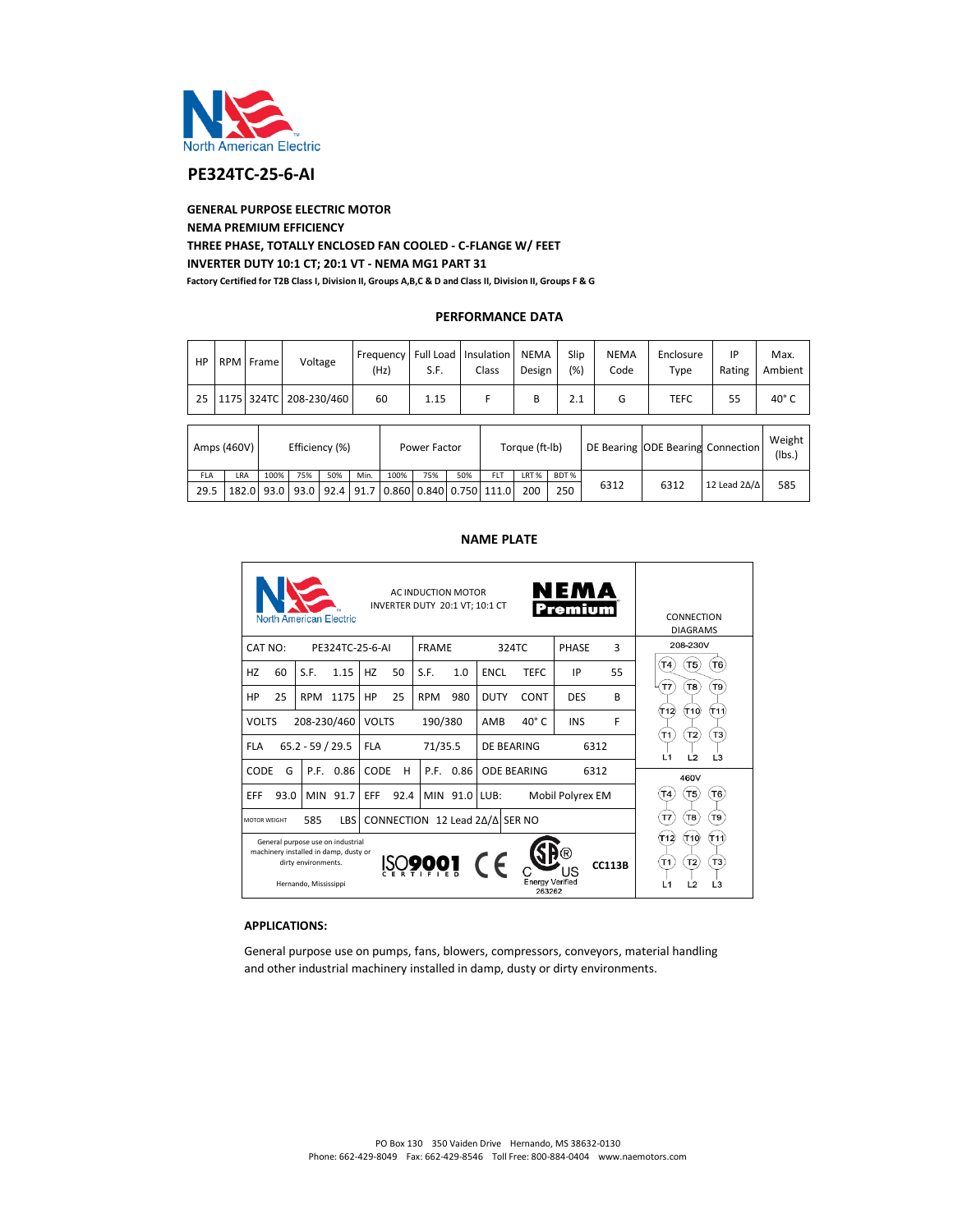North American Electric

## PE324TC-25-6-AI

**GENERAL PURPOSE ELECTRIC MOTOR**
**NEMA PREMIUM EFFICIENCY**
**THREE PHASE, TOTALLY ENCLOSED FAN COOLED - C-FLANGE W/ FEET**
**INVERTER DUTY 10:1 CT; 20:1 VT - NEMA MG1 PART 31**
**Factory Certified for T2B Class I, Division II, Groups A,B,C & D and Class II, Division II, Groups F & G**

### PERFORMANCE DATA

| HP | RPM | Frame | Voltage | Frequency (Hz) | Full Load S.F. | Insulation Class | NEMA Design | Slip (%) | NEMA Code | Enclosure Type | IP Rating | Max. Ambient |
|---|---|---|---|---|---|---|---|---|---|---|---|---|
| 25 | 1175 | 324TC | 208-230/460 | 60 | 1.15 | F | B | 2.1 | G | TEFC | 55 | 40° C |

| Amps (460V) | | Efficiency (%) | | | | Power Factor | | | Torque (ft-lb) | | | DE Bearing | ODE Bearing | Connection | Weight (lbs.) |
|---|---|---|---|---|---|---|---|---|---|---|---|---|---|---|---|
| FLA | LRA | 100% | 75% | 50% | Min. | 100% | 75% | 50% | FLT | LRT % | BDT % | | | | |
| 29.5 | 182.0 | 93.0 | 93.0 | 92.4 | 91.7 | 0.860 | 0.840 | 0.750 | 111.0 | 200 | 250 | 6312 | 6312 | 12 Lead 2Δ/Δ | 585 |

### NAME PLATE

North American Electric — AC INDUCTION MOTOR, INVERTER DUTY 20:1 VT; 10:1 CT — NEMA Premium

| | | | | | | | |
|---|---|---|---|---|---|---|---|
| CAT NO: PE324TC-25-6-AI | | FRAME 324TC | | | | PHASE 3 | |
| HZ 60 | S.F. 1.15 | HZ 50 | S.F. 1.0 | ENCL TEFC | | IP 55 | |
| HP 25 | RPM 1175 | HP 25 | RPM 980 | DUTY CONT | | DES B | |
| VOLTS 208-230/460 | | VOLTS 190/380 | | AMB 40° C | | INS F | |
| FLA 65.2 - 59 / 29.5 | | FLA 71/35.5 | | DE BEARING 6312 | | | |
| CODE G | P.F. 0.86 | CODE H | P.F. 0.86 | ODE BEARING 6312 | | | |
| EFF 93.0 | MIN 91.7 | EFF 92.4 | MIN 91.0 | LUB: Mobil Polyrex EM | | | |
| MOTOR WEIGHT 585 LBS | | CONNECTION 12 Lead 2Δ/Δ | | SER NO | | | |

General purpose use on industrial machinery installed in damp, dusty or dirty environments.

Hernando, Mississippi

ISO9001 CERTIFIED — CE — CSA C US Energy Verified 263262 — CC113B

CONNECTION DIAGRAMS

208-230V: T4 T5 T6 / T7 T8 T9 / T12 T10 T11 / T1 T2 T3 / L1 L2 L3

460V: T4 T5 T6 / T7 T8 T9 / T12 T10 T11 / T1 T2 T3 / L1 L2 L3

**APPLICATIONS:**

General purpose use on pumps, fans, blowers, compressors, conveyors, material handling and other industrial machinery installed in damp, dusty or dirty environments.

PO Box 130 350 Vaiden Drive Hernando, MS 38632-0130
Phone: 662-429-8049 Fax: 662-429-8546 Toll Free: 800-884-0404 www.naemotors.com